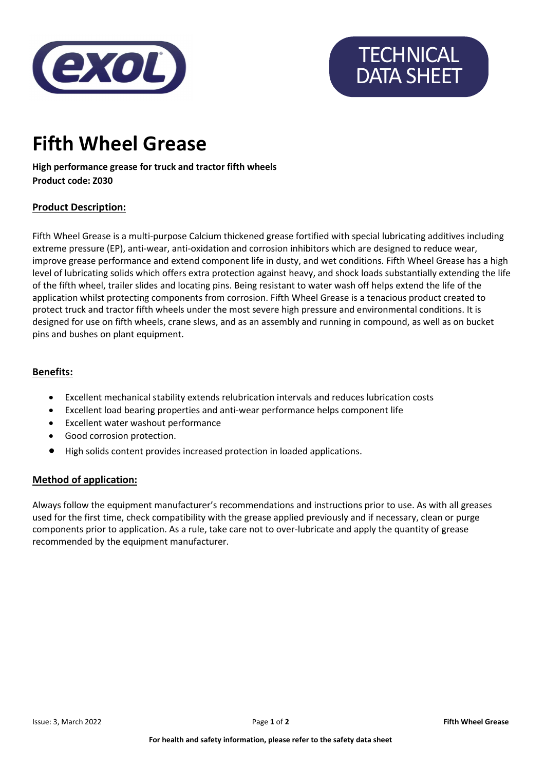TECHNICAL DATA SHEET

# Fifth Wheel Grease

**High performance grease for truck and tractor fifth wheels**
**Product code: Z030**

## Product Description:

Fifth Wheel Grease is a multi-purpose Calcium thickened grease fortified with special lubricating additives including extreme pressure (EP), anti-wear, anti-oxidation and corrosion inhibitors which are designed to reduce wear, improve grease performance and extend component life in dusty, and wet conditions. Fifth Wheel Grease has a high level of lubricating solids which offers extra protection against heavy, and shock loads substantially extending the life of the fifth wheel, trailer slides and locating pins. Being resistant to water wash off helps extend the life of the application whilst protecting components from corrosion. Fifth Wheel Grease is a tenacious product created to protect truck and tractor fifth wheels under the most severe high pressure and environmental conditions. It is designed for use on fifth wheels, crane slews, and as an assembly and running in compound, as well as on bucket pins and bushes on plant equipment.

## Benefits:

- Excellent mechanical stability extends relubrication intervals and reduces lubrication costs
- Excellent load bearing properties and anti-wear performance helps component life
- Excellent water washout performance
- Good corrosion protection.
- High solids content provides increased protection in loaded applications.

## Method of application:

Always follow the equipment manufacturer's recommendations and instructions prior to use. As with all greases used for the first time, check compatibility with the grease applied previously and if necessary, clean or purge components prior to application. As a rule, take care not to over-lubricate and apply the quantity of grease recommended by the equipment manufacturer.

**For health and safety information, please refer to the safety data sheet**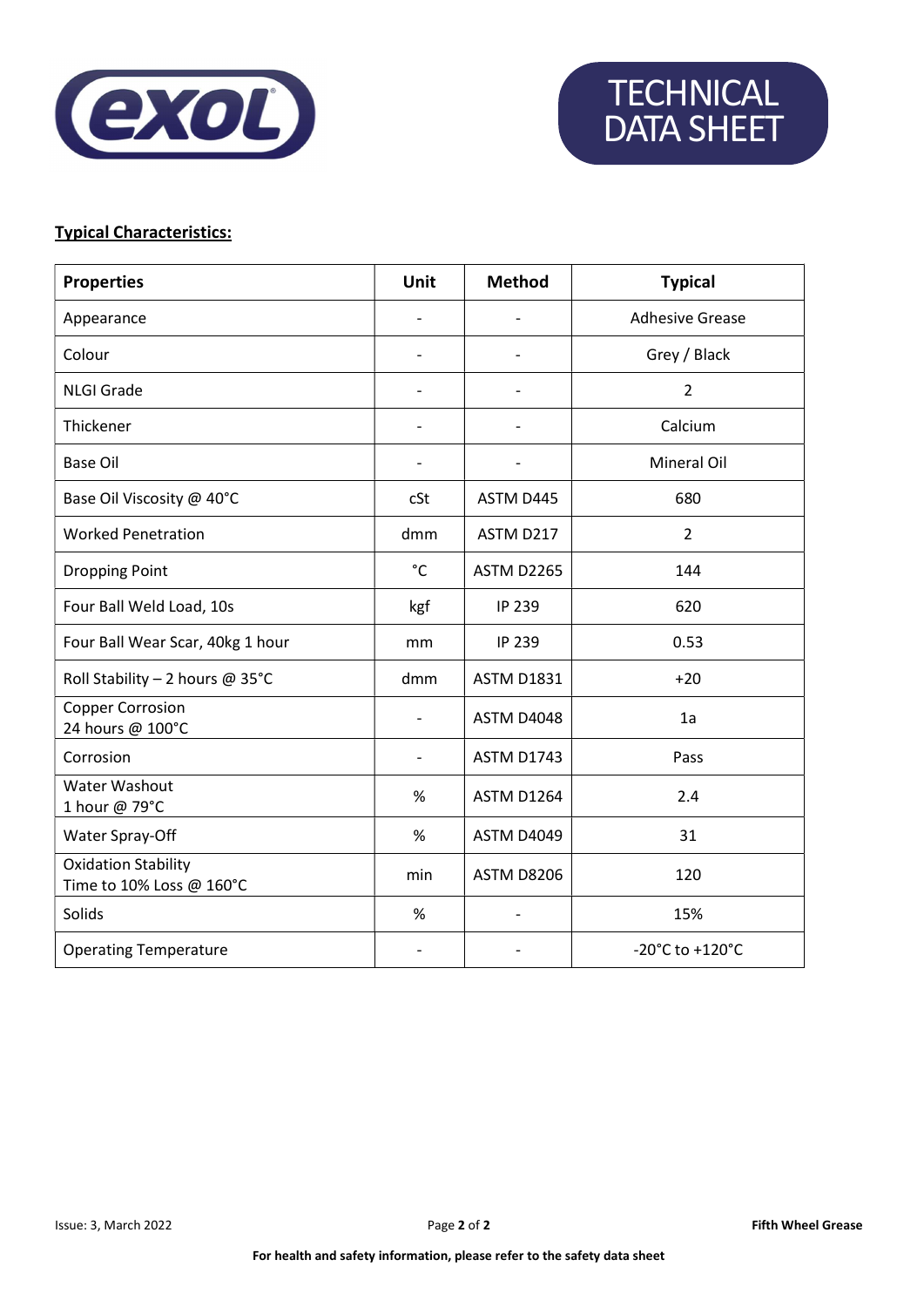**Typical Characteristics:**

| Properties | Unit | Method | Typical |
|---|---|---|---|
| Appearance | - | - | Adhesive Grease |
| Colour | - | - | Grey / Black |
| NLGI Grade | - | - | 2 |
| Thickener | - | - | Calcium |
| Base Oil | - | - | Mineral Oil |
| Base Oil Viscosity @ 40°C | cSt | ASTM D445 | 680 |
| Worked Penetration | dmm | ASTM D217 | 2 |
| Dropping Point | °C | ASTM D2265 | 144 |
| Four Ball Weld Load, 10s | kgf | IP 239 | 620 |
| Four Ball Wear Scar, 40kg 1 hour | mm | IP 239 | 0.53 |
| Roll Stability – 2 hours @ 35°C | dmm | ASTM D1831 | +20 |
| Copper Corrosion 24 hours @ 100°C | - | ASTM D4048 | 1a |
| Corrosion | - | ASTM D1743 | Pass |
| Water Washout 1 hour @ 79°C | % | ASTM D1264 | 2.4 |
| Water Spray-Off | % | ASTM D4049 | 31 |
| Oxidation Stability Time to 10% Loss @ 160°C | min | ASTM D8206 | 120 |
| Solids | % | - | 15% |
| Operating Temperature | - | - | -20°C to +120°C |

**For health and safety information, please refer to the safety data sheet**